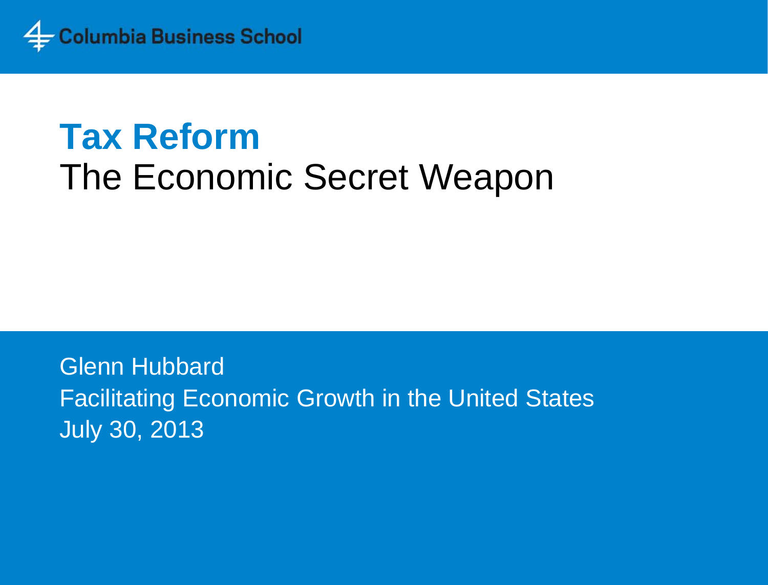Columbia Business School

# Tax Reform

## The Economic Secret Weapon

Glenn Hubbard

Facilitating Economic Growth in the United States

July 30, 2013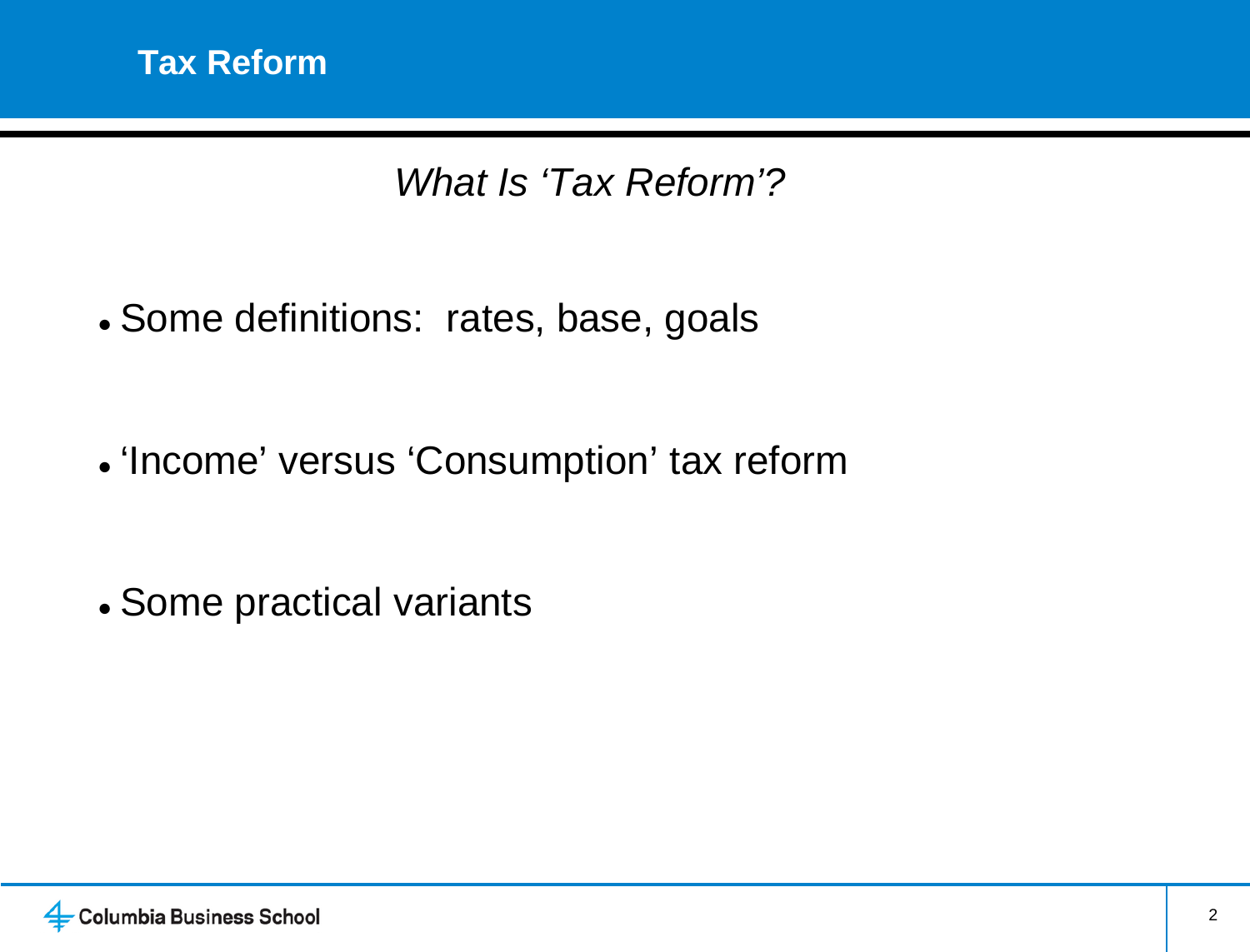# Tax Reform

## *What Is 'Tax Reform'?*

- Some definitions: rates, base, goals

- 'Income' versus 'Consumption' tax reform

- Some practical variants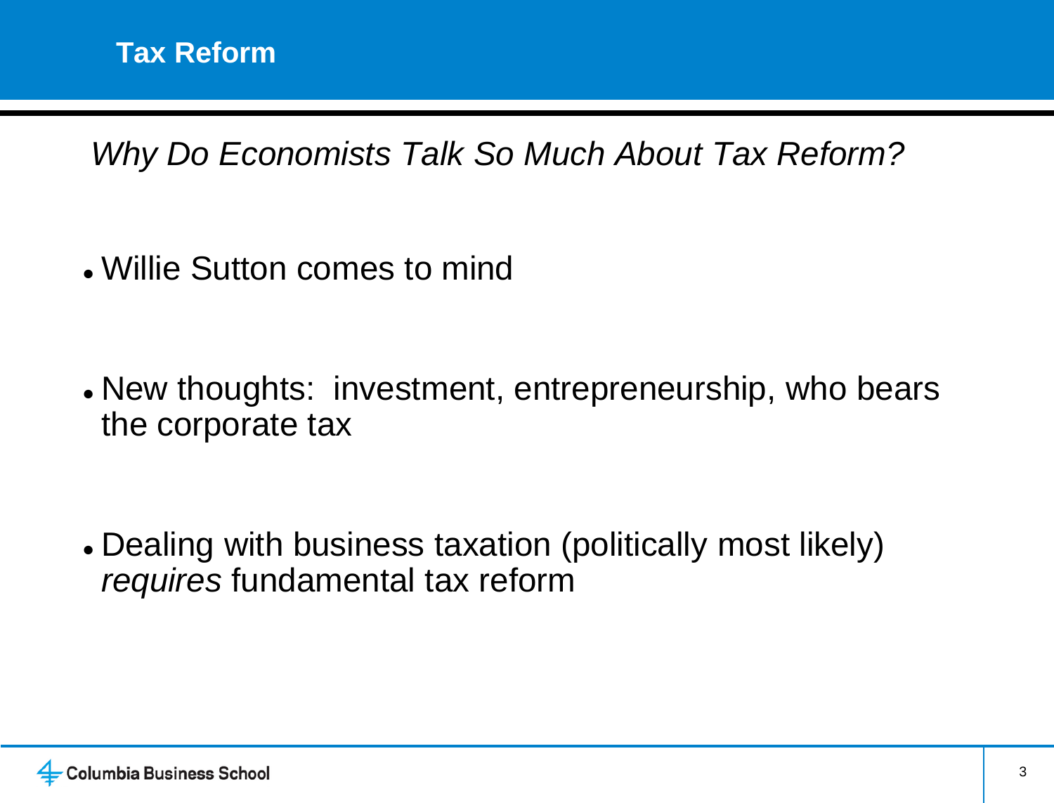## Tax Reform

*Why Do Economists Talk So Much About Tax Reform?*

- Willie Sutton comes to mind
- New thoughts: investment, entrepreneurship, who bears the corporate tax
- Dealing with business taxation (politically most likely) *requires* fundamental tax reform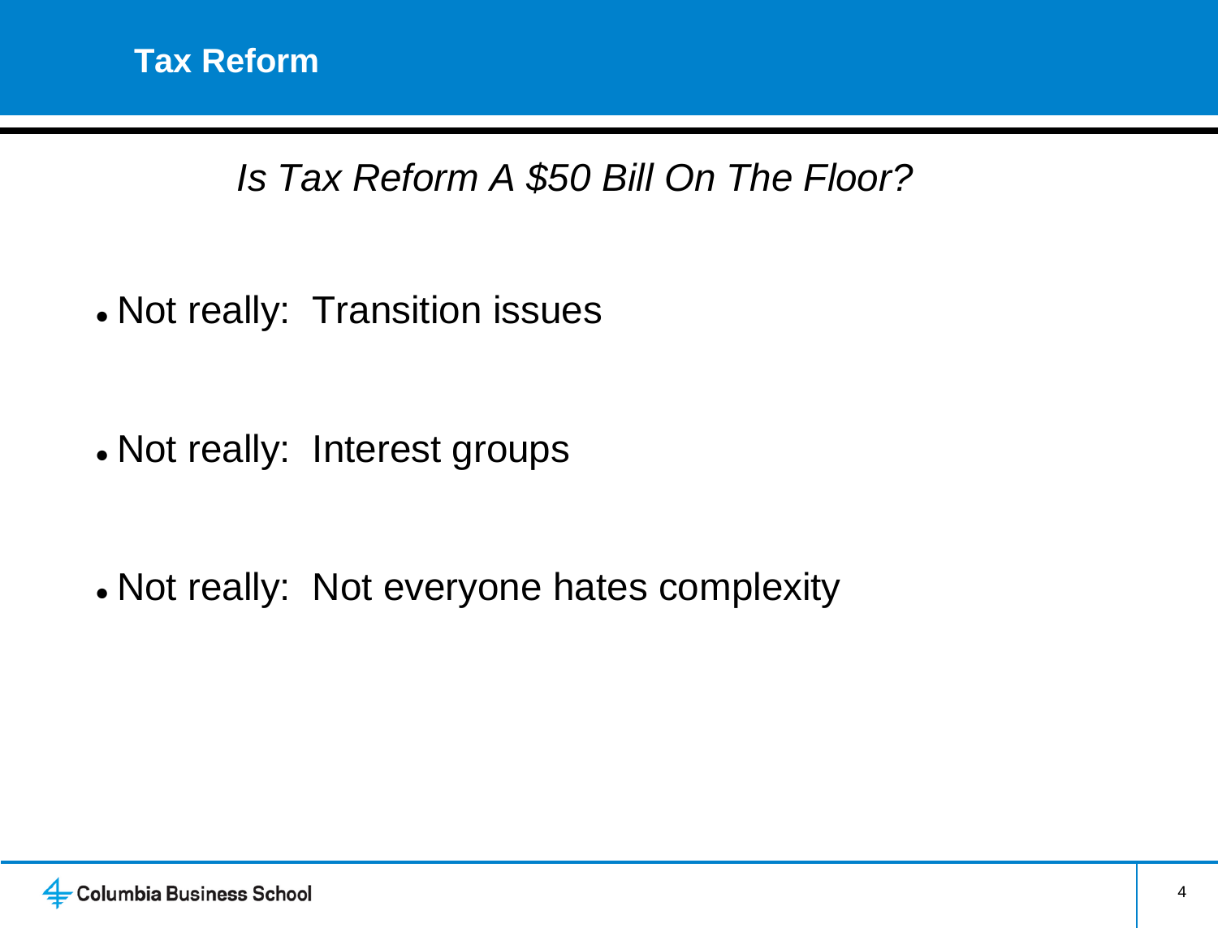## Tax Reform

*Is Tax Reform A $50 Bill On The Floor?*

- Not really:  Transition issues

- Not really:  Interest groups

- Not really:  Not everyone hates complexity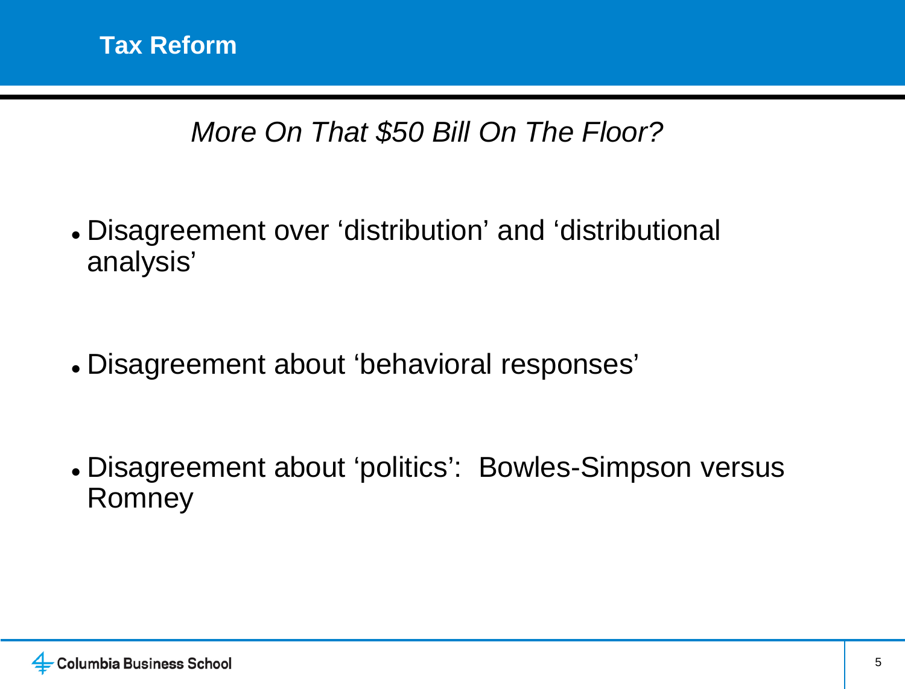## Tax Reform

*More On That $50 Bill On The Floor?*

- Disagreement over ‘distribution’ and ‘distributional analysis’
- Disagreement about ‘behavioral responses’
- Disagreement about ‘politics’: Bowles-Simpson versus Romney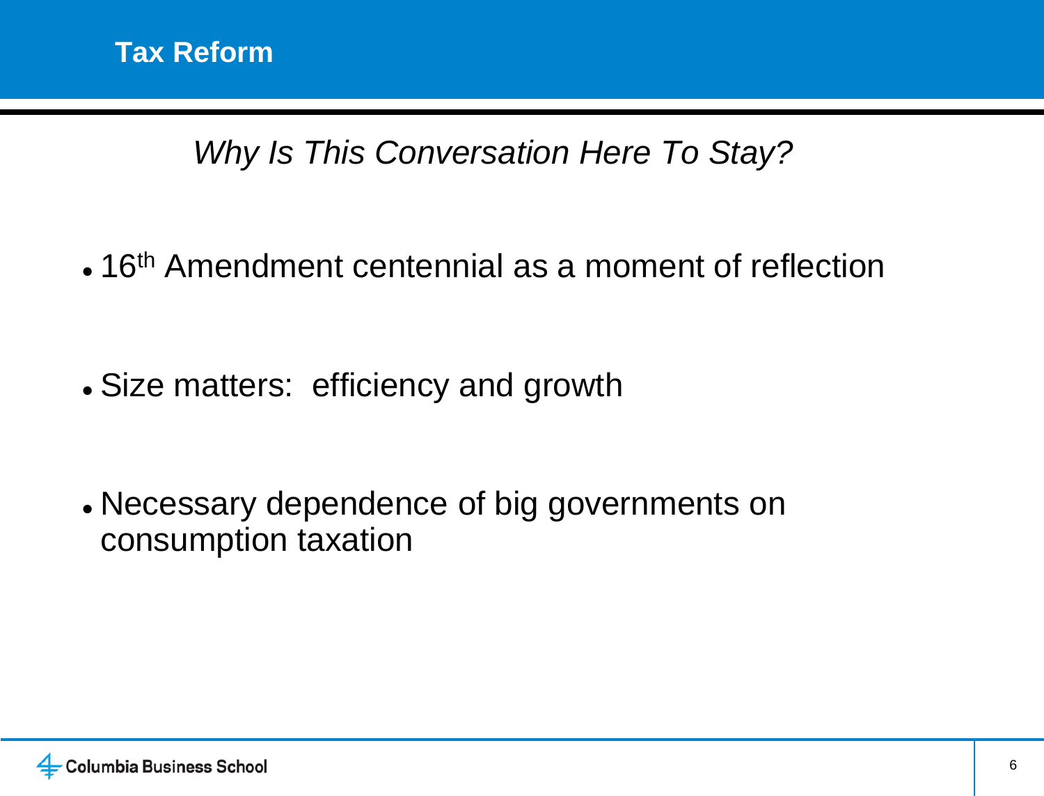# Tax Reform

*Why Is This Conversation Here To Stay?*

- 16th Amendment centennial as a moment of reflection
- Size matters: efficiency and growth
- Necessary dependence of big governments on consumption taxation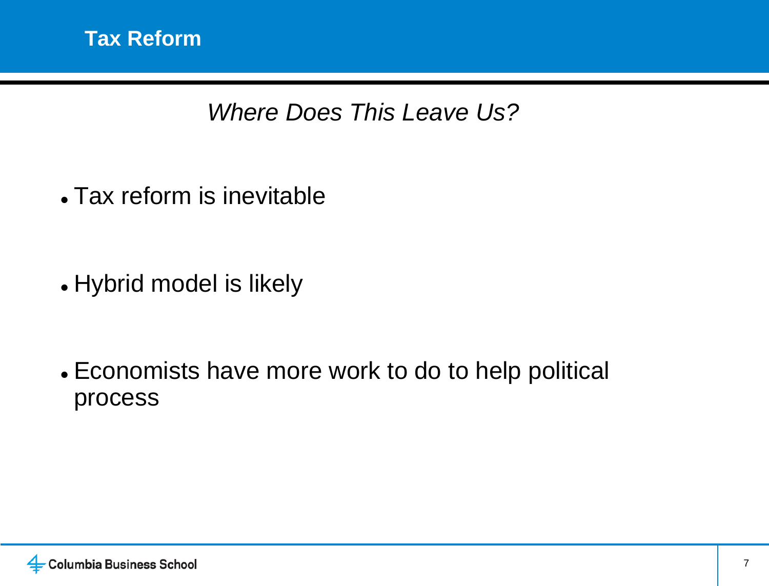# Tax Reform

*Where Does This Leave Us?*

- Tax reform is inevitable
- Hybrid model is likely
- Economists have more work to do to help political process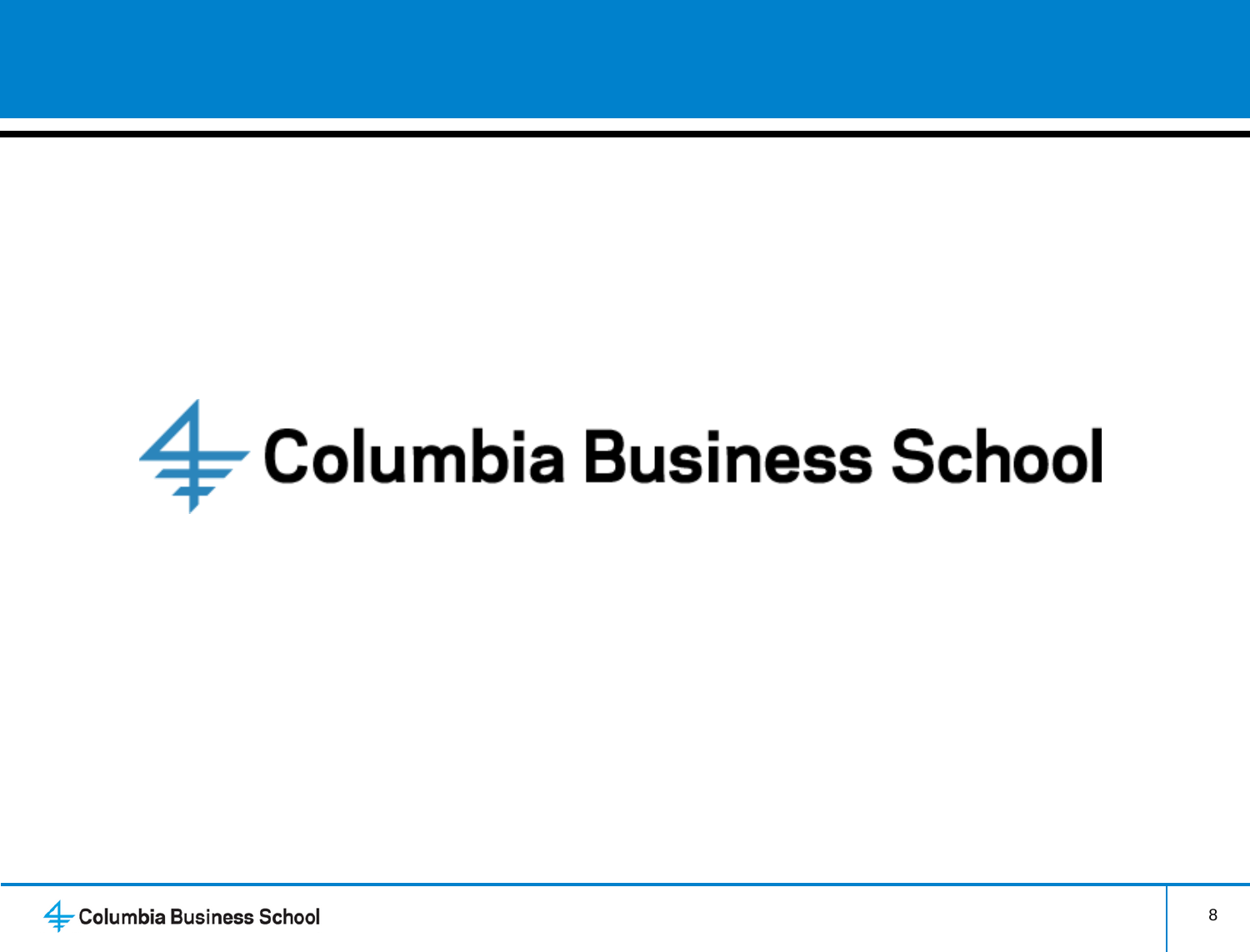Columbia Business School